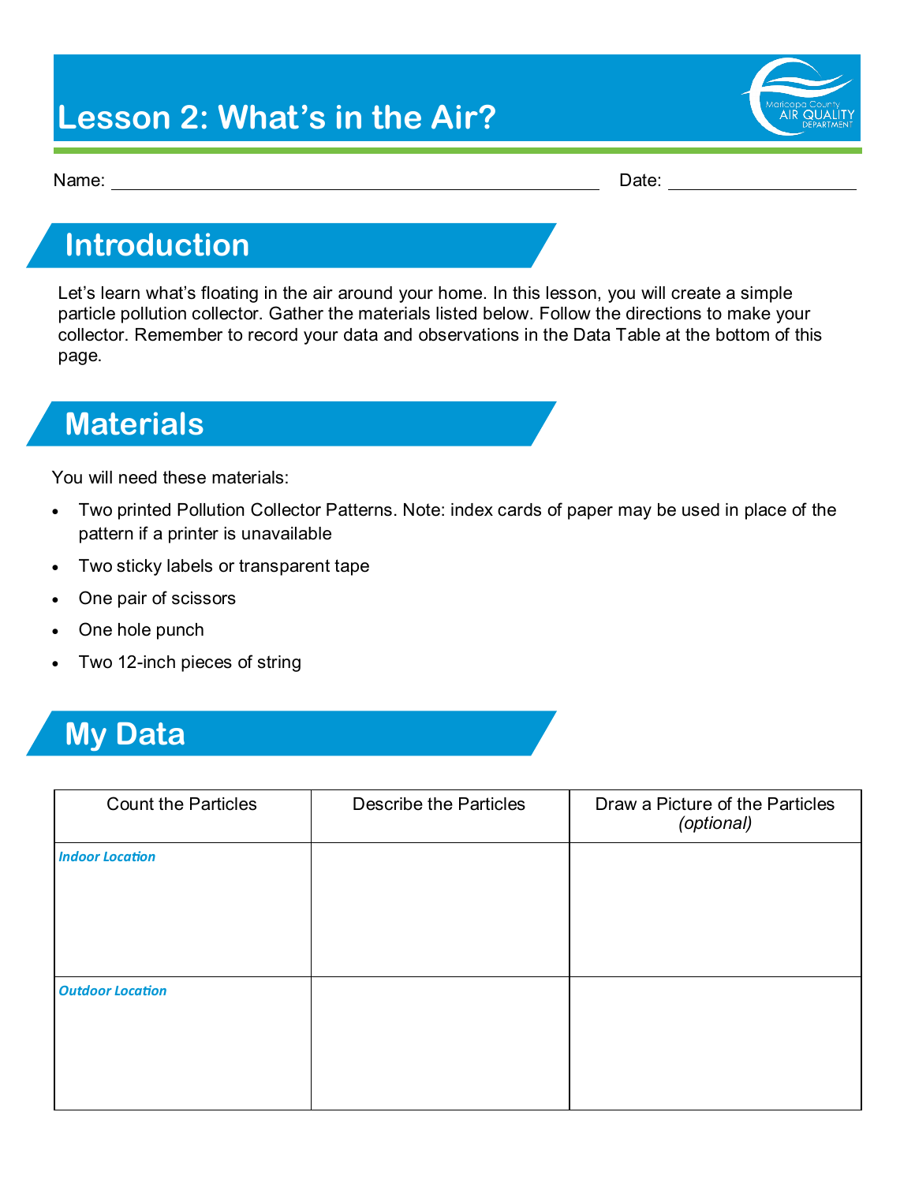# Lesson 2: What's in the Air?

Name: ______________________ Date: ____________

## Introduction

Let's learn what's floating in the air around your home. In this lesson, you will create a simple particle pollution collector. Gather the materials listed below. Follow the directions to make your collector. Remember to record your data and observations in the Data Table at the bottom of this page.

## Materials

You will need these materials:

- Two printed Pollution Collector Patterns. Note: index cards of paper may be used in place of the pattern if a printer is unavailable
- Two sticky labels or transparent tape
- One pair of scissors
- One hole punch
- Two 12-inch pieces of string

## My Data

| Count the Particles | Describe the Particles | Draw a Picture of the Particles *(optional)* |
|---|---|---|
| ***Indoor Location*** | | |
| ***Outdoor Location*** | | |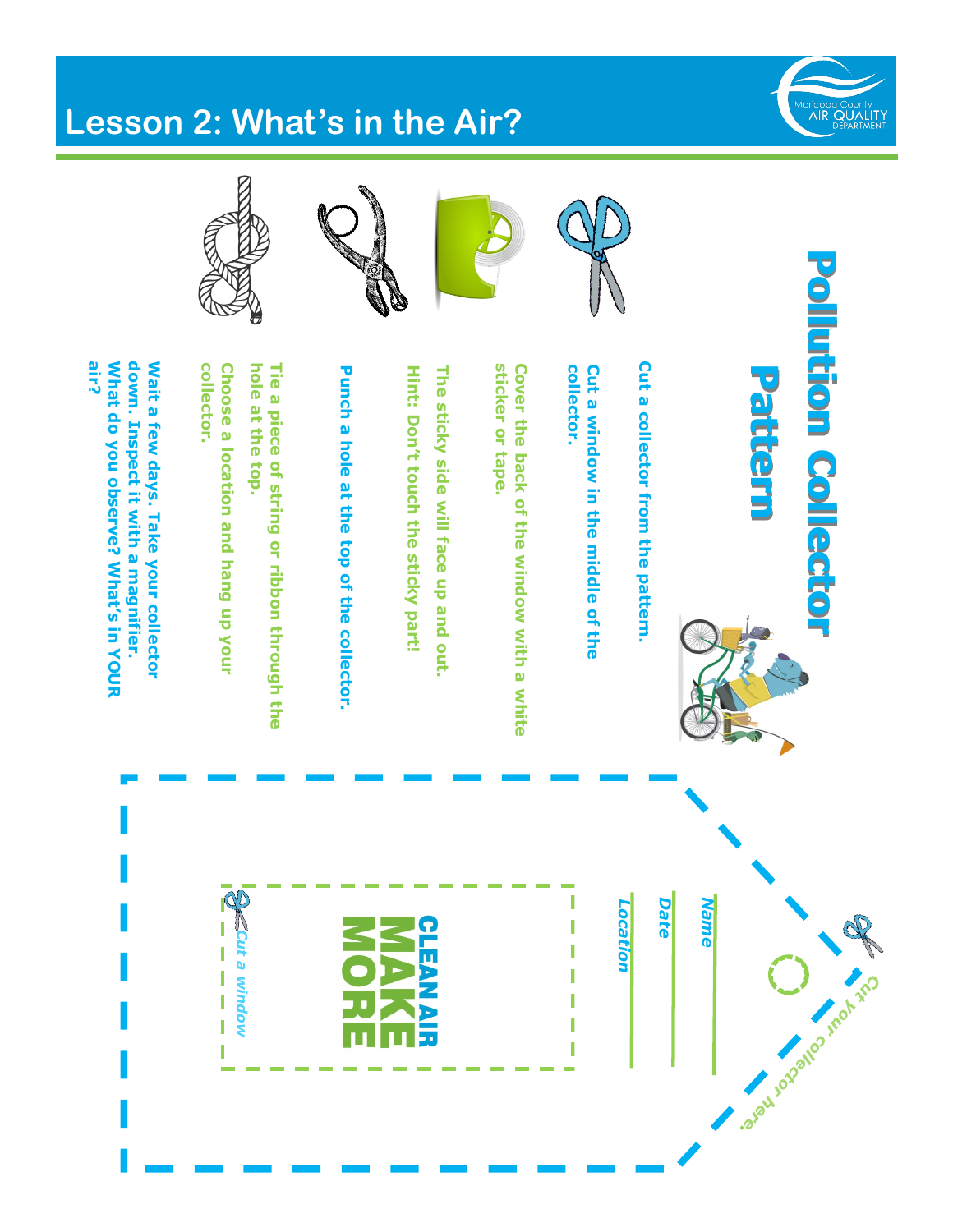# Lesson 2: What's in the Air?

Maricopa County AIR QUALITY DEPARTMENT

## Pollution Collector Pattern

Cut a collector from the pattern.

Cut a window in the middle of the collector.

Cover the back of the window with a white sticker or tape.

The sticky side will face up and out.

Hint: Don't touch the sticky part!

Punch a hole at the top of the collector.

Tie a piece of string or ribbon through the hole at the top.

Choose a location and hang up your collector.

Wait a few days. Take your collector down. Inspect it with a magnifier. What do you observe? What's in YOUR air?

Cut your collector here.

Name

Date

Location

CLEAN AIR MAKE MORE

Cut a window